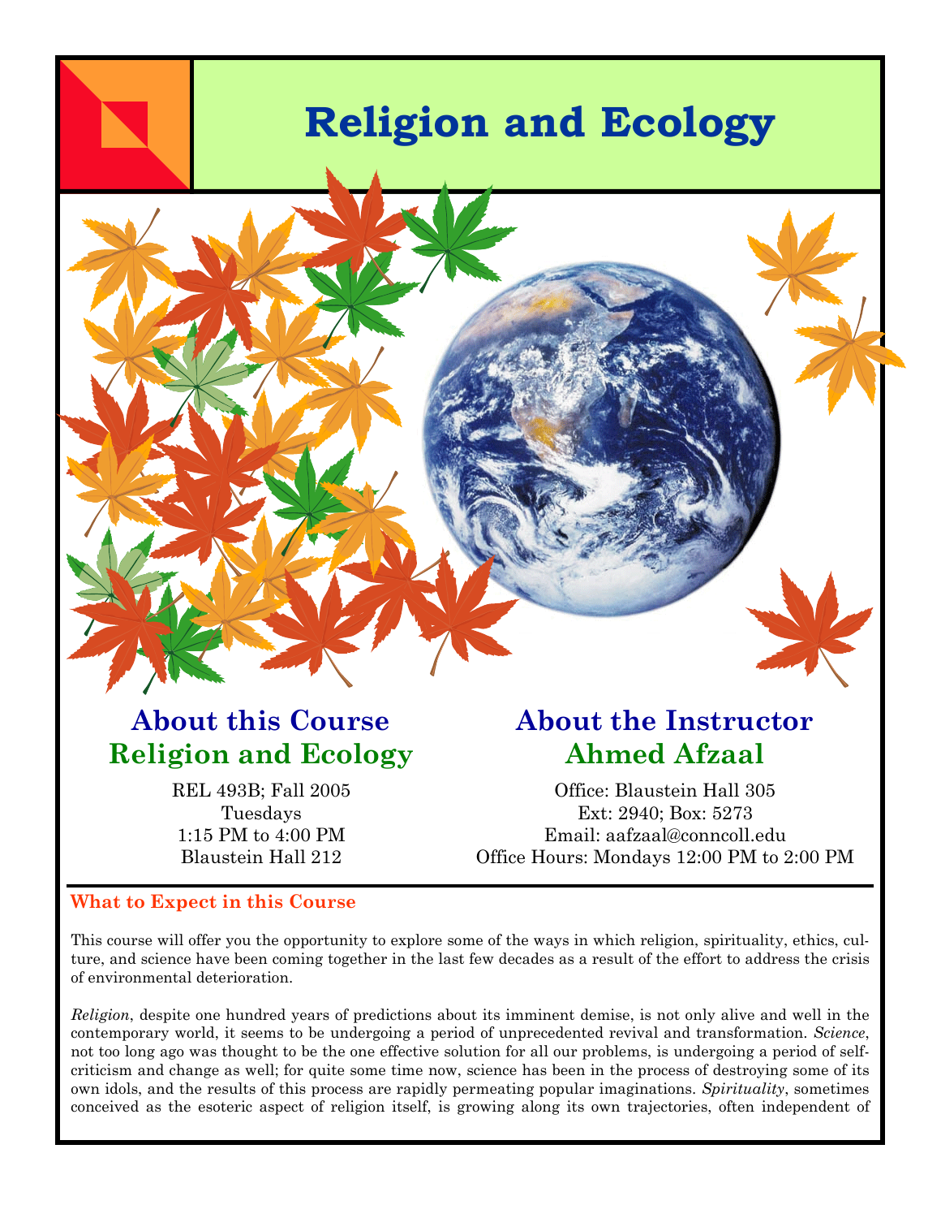# Religion and Ecology

## About this Course

### Religion and Ecology

REL 493B; Fall 2005
Tuesdays
1:15 PM to 4:00 PM
Blaustein Hall 212

## About the Instructor

### Ahmed Afzaal

Office: Blaustein Hall 305
Ext: 2940; Box: 5273
Email: aafzaal@conncoll.edu
Office Hours: Mondays 12:00 PM to 2:00 PM

### What to Expect in this Course

This course will offer you the opportunity to explore some of the ways in which religion, spirituality, ethics, culture, and science have been coming together in the last few decades as a result of the effort to address the crisis of environmental deterioration.

*Religion*, despite one hundred years of predictions about its imminent demise, is not only alive and well in the contemporary world, it seems to be undergoing a period of unprecedented revival and transformation. *Science*, not too long ago was thought to be the one effective solution for all our problems, is undergoing a period of self-criticism and change as well; for quite some time now, science has been in the process of destroying some of its own idols, and the results of this process are rapidly permeating popular imaginations. *Spirituality*, sometimes conceived as the esoteric aspect of religion itself, is growing along its own trajectories, often independent of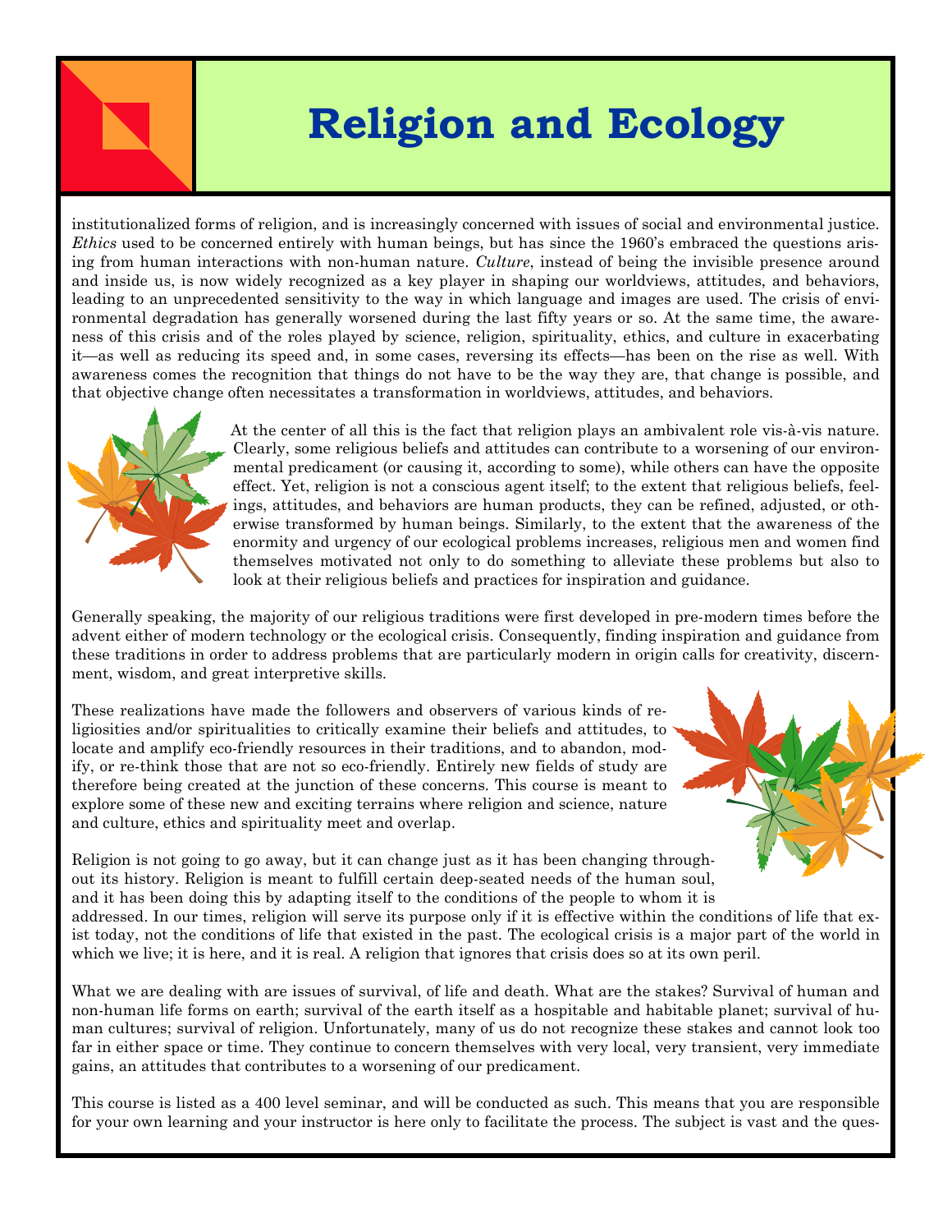# Religion and Ecology

institutionalized forms of religion, and is increasingly concerned with issues of social and environmental justice. *Ethics* used to be concerned entirely with human beings, but has since the 1960's embraced the questions arising from human interactions with non-human nature. *Culture*, instead of being the invisible presence around and inside us, is now widely recognized as a key player in shaping our worldviews, attitudes, and behaviors, leading to an unprecedented sensitivity to the way in which language and images are used. The crisis of environmental degradation has generally worsened during the last fifty years or so. At the same time, the awareness of this crisis and of the roles played by science, religion, spirituality, ethics, and culture in exacerbating it—as well as reducing its speed and, in some cases, reversing its effects—has been on the rise as well. With awareness comes the recognition that things do not have to be the way they are, that change is possible, and that objective change often necessitates a transformation in worldviews, attitudes, and behaviors.

At the center of all this is the fact that religion plays an ambivalent role vis-à-vis nature. Clearly, some religious beliefs and attitudes can contribute to a worsening of our environmental predicament (or causing it, according to some), while others can have the opposite effect. Yet, religion is not a conscious agent itself; to the extent that religious beliefs, feelings, attitudes, and behaviors are human products, they can be refined, adjusted, or otherwise transformed by human beings. Similarly, to the extent that the awareness of the enormity and urgency of our ecological problems increases, religious men and women find themselves motivated not only to do something to alleviate these problems but also to look at their religious beliefs and practices for inspiration and guidance.

Generally speaking, the majority of our religious traditions were first developed in pre-modern times before the advent either of modern technology or the ecological crisis. Consequently, finding inspiration and guidance from these traditions in order to address problems that are particularly modern in origin calls for creativity, discernment, wisdom, and great interpretive skills.

These realizations have made the followers and observers of various kinds of religiosities and/or spiritualities to critically examine their beliefs and attitudes, to locate and amplify eco-friendly resources in their traditions, and to abandon, modify, or re-think those that are not so eco-friendly. Entirely new fields of study are therefore being created at the junction of these concerns. This course is meant to explore some of these new and exciting terrains where religion and science, nature and culture, ethics and spirituality meet and overlap.

Religion is not going to go away, but it can change just as it has been changing throughout its history. Religion is meant to fulfill certain deep-seated needs of the human soul, and it has been doing this by adapting itself to the conditions of the people to whom it is addressed. In our times, religion will serve its purpose only if it is effective within the conditions of life that exist today, not the conditions of life that existed in the past. The ecological crisis is a major part of the world in which we live; it is here, and it is real. A religion that ignores that crisis does so at its own peril.

What we are dealing with are issues of survival, of life and death. What are the stakes? Survival of human and non-human life forms on earth; survival of the earth itself as a hospitable and habitable planet; survival of human cultures; survival of religion. Unfortunately, many of us do not recognize these stakes and cannot look too far in either space or time. They continue to concern themselves with very local, very transient, very immediate gains, an attitudes that contributes to a worsening of our predicament.

This course is listed as a 400 level seminar, and will be conducted as such. This means that you are responsible for your own learning and your instructor is here only to facilitate the process. The subject is vast and the ques-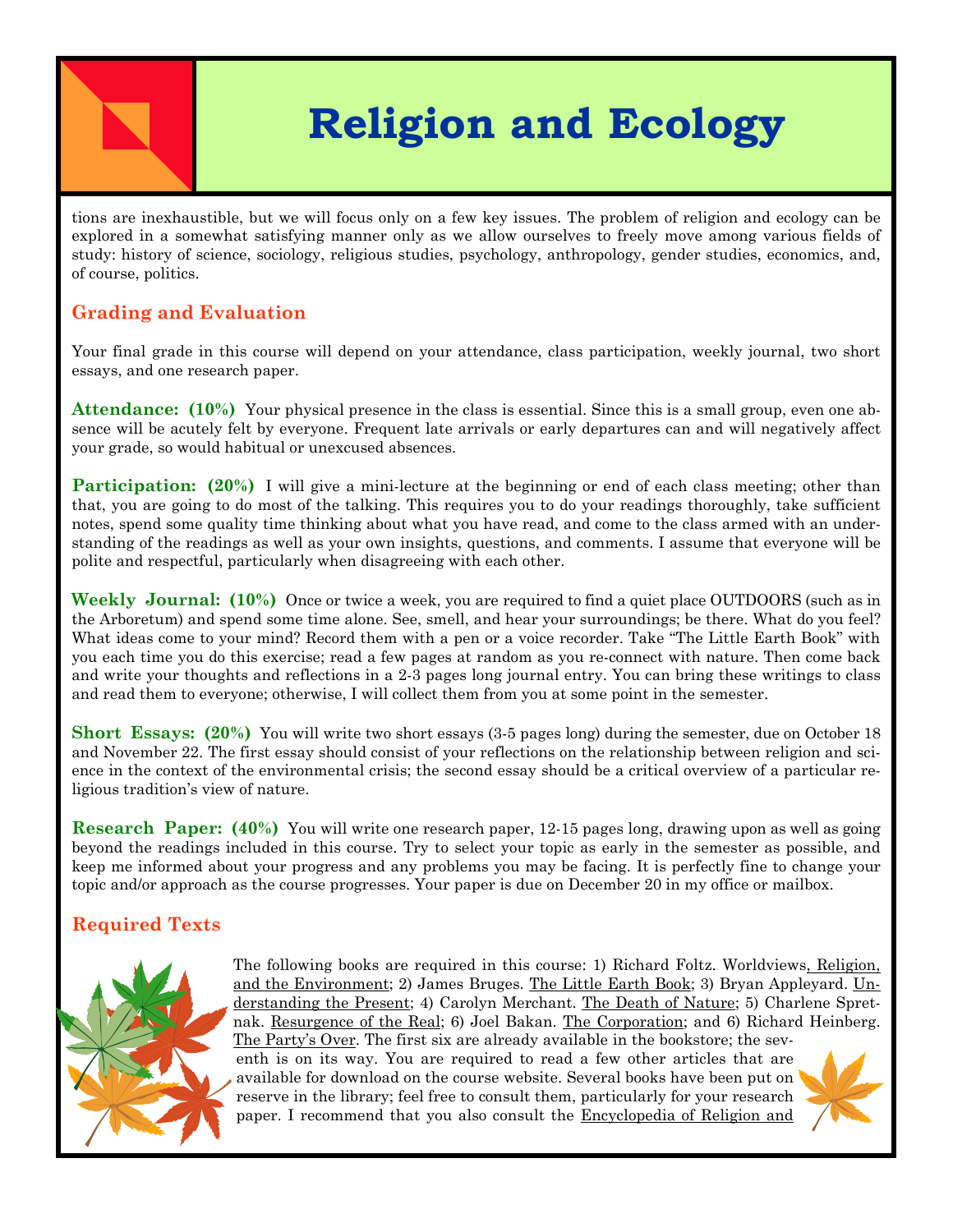# Religion and Ecology

tions are inexhaustible, but we will focus only on a few key issues. The problem of religion and ecology can be explored in a somewhat satisfying manner only as we allow ourselves to freely move among various fields of study: history of science, sociology, religious studies, psychology, anthropology, gender studies, economics, and, of course, politics.

## Grading and Evaluation

Your final grade in this course will depend on your attendance, class participation, weekly journal, two short essays, and one research paper.

**Attendance: (10%)** Your physical presence in the class is essential. Since this is a small group, even one absence will be acutely felt by everyone. Frequent late arrivals or early departures can and will negatively affect your grade, so would habitual or unexcused absences.

**Participation: (20%)** I will give a mini-lecture at the beginning or end of each class meeting; other than that, you are going to do most of the talking. This requires you to do your readings thoroughly, take sufficient notes, spend some quality time thinking about what you have read, and come to the class armed with an understanding of the readings as well as your own insights, questions, and comments. I assume that everyone will be polite and respectful, particularly when disagreeing with each other.

**Weekly Journal: (10%)** Once or twice a week, you are required to find a quiet place OUTDOORS (such as in the Arboretum) and spend some time alone. See, smell, and hear your surroundings; be there. What do you feel? What ideas come to your mind? Record them with a pen or a voice recorder. Take "The Little Earth Book" with you each time you do this exercise; read a few pages at random as you re-connect with nature. Then come back and write your thoughts and reflections in a 2-3 pages long journal entry. You can bring these writings to class and read them to everyone; otherwise, I will collect them from you at some point in the semester.

**Short Essays: (20%)** You will write two short essays (3-5 pages long) during the semester, due on October 18 and November 22. The first essay should consist of your reflections on the relationship between religion and science in the context of the environmental crisis; the second essay should be a critical overview of a particular religious tradition's view of nature.

**Research Paper: (40%)** You will write one research paper, 12-15 pages long, drawing upon as well as going beyond the readings included in this course. Try to select your topic as early in the semester as possible, and keep me informed about your progress and any problems you may be facing. It is perfectly fine to change your topic and/or approach as the course progresses. Your paper is due on December 20 in my office or mailbox.

## Required Texts

The following books are required in this course: 1) Richard Foltz. Worldviews, Religion, and the Environment; 2) James Bruges. The Little Earth Book; 3) Bryan Appleyard. Understanding the Present; 4) Carolyn Merchant. The Death of Nature; 5) Charlene Spretnak. Resurgence of the Real; 6) Joel Bakan. The Corporation; and 6) Richard Heinberg. The Party's Over. The first six are already available in the bookstore; the seventh is on its way. You are required to read a few other articles that are available for download on the course website. Several books have been put on reserve in the library; feel free to consult them, particularly for your research paper. I recommend that you also consult the Encyclopedia of Religion and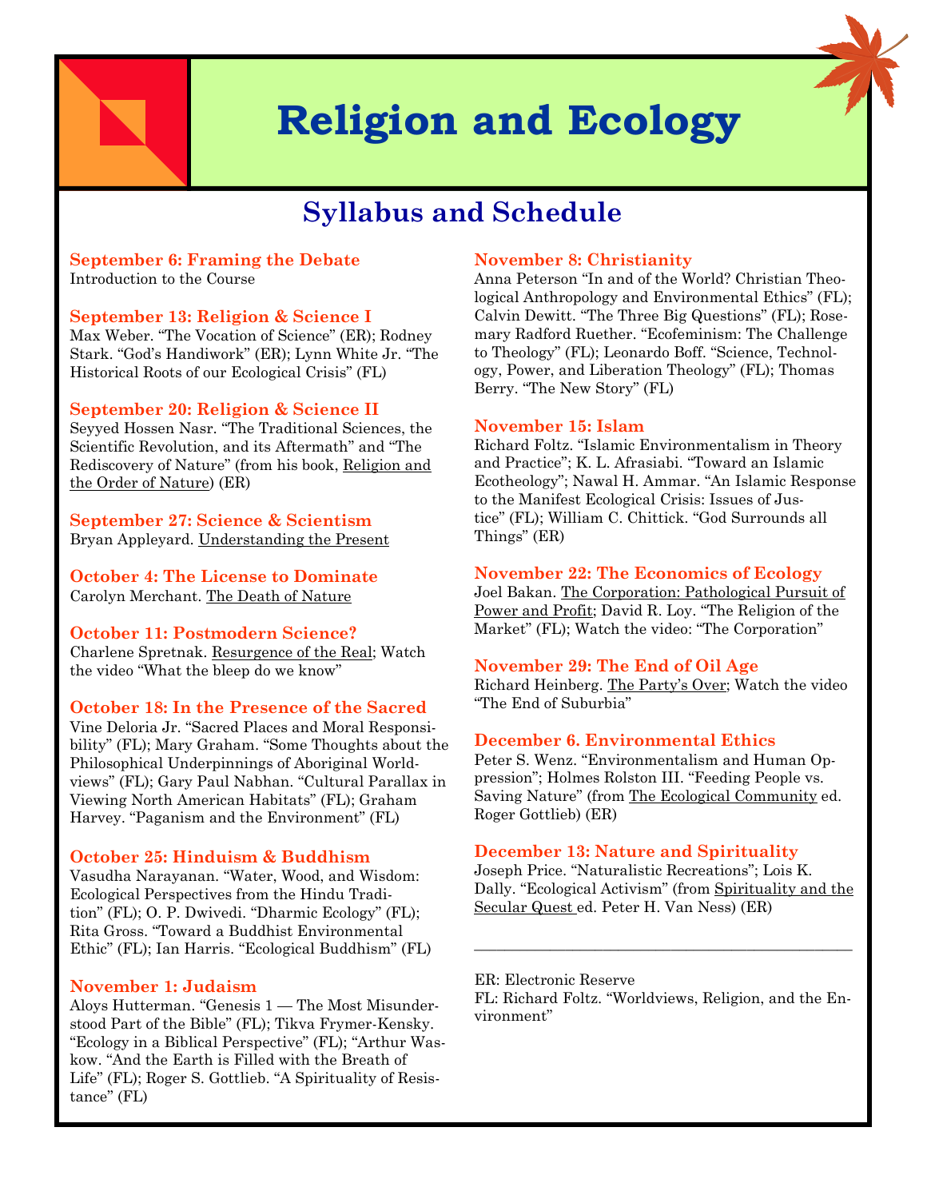# Religion and Ecology

## Syllabus and Schedule

### September 6: Framing the Debate
Introduction to the Course

### September 13: Religion & Science I
Max Weber. "The Vocation of Science" (ER); Rodney Stark. "God's Handiwork" (ER); Lynn White Jr. "The Historical Roots of our Ecological Crisis" (FL)

### September 20: Religion & Science II
Seyyed Hossen Nasr. "The Traditional Sciences, the Scientific Revolution, and its Aftermath" and "The Rediscovery of Nature" (from his book, Religion and the Order of Nature) (ER)

### September 27: Science & Scientism
Bryan Appleyard. Understanding the Present

### October 4: The License to Dominate
Carolyn Merchant. The Death of Nature

### October 11: Postmodern Science?
Charlene Spretnak. Resurgence of the Real; Watch the video "What the bleep do we know"

### October 18: In the Presence of the Sacred
Vine Deloria Jr. "Sacred Places and Moral Responsibility" (FL); Mary Graham. "Some Thoughts about the Philosophical Underpinnings of Aboriginal Worldviews" (FL); Gary Paul Nabhan. "Cultural Parallax in Viewing North American Habitats" (FL); Graham Harvey. "Paganism and the Environment" (FL)

### October 25: Hinduism & Buddhism
Vasudha Narayanan. "Water, Wood, and Wisdom: Ecological Perspectives from the Hindu Tradition" (FL); O. P. Dwivedi. "Dharmic Ecology" (FL); Rita Gross. "Toward a Buddhist Environmental Ethic" (FL); Ian Harris. "Ecological Buddhism" (FL)

### November 1: Judaism
Aloys Hutterman. "Genesis 1 — The Most Misunderstood Part of the Bible" (FL); Tikva Frymer-Kensky. "Ecology in a Biblical Perspective" (FL); "Arthur Waskow. "And the Earth is Filled with the Breath of Life" (FL); Roger S. Gottlieb. "A Spirituality of Resistance" (FL)

### November 8: Christianity
Anna Peterson "In and of the World? Christian Theological Anthropology and Environmental Ethics" (FL); Calvin Dewitt. "The Three Big Questions" (FL); Rosemary Radford Ruether. "Ecofeminism: The Challenge to Theology" (FL); Leonardo Boff. "Science, Technology, Power, and Liberation Theology" (FL); Thomas Berry. "The New Story" (FL)

### November 15: Islam
Richard Foltz. "Islamic Environmentalism in Theory and Practice"; K. L. Afrasiabi. "Toward an Islamic Ecotheology"; Nawal H. Ammar. "An Islamic Response to the Manifest Ecological Crisis: Issues of Justice" (FL); William C. Chittick. "God Surrounds all Things" (ER)

### November 22: The Economics of Ecology
Joel Bakan. The Corporation: Pathological Pursuit of Power and Profit; David R. Loy. "The Religion of the Market" (FL); Watch the video: "The Corporation"

### November 29: The End of Oil Age
Richard Heinberg. The Party's Over; Watch the video "The End of Suburbia"

### December 6. Environmental Ethics
Peter S. Wenz. "Environmentalism and Human Oppression"; Holmes Rolston III. "Feeding People vs. Saving Nature" (from The Ecological Community ed. Roger Gottlieb) (ER)

### December 13: Nature and Spirituality
Joseph Price. "Naturalistic Recreations"; Lois K. Dally. "Ecological Activism" (from Spirituality and the Secular Quest ed. Peter H. Van Ness) (ER)

---

ER: Electronic Reserve
FL: Richard Foltz. "Worldviews, Religion, and the Environment"